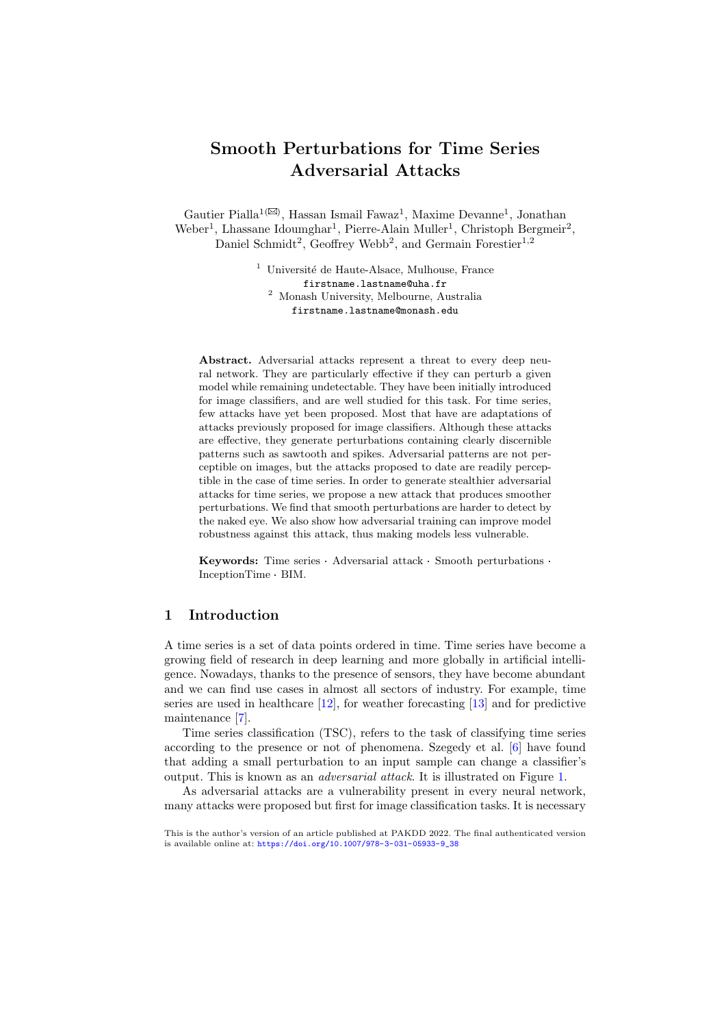# Smooth Perturbations for Time Series Adversarial Attacks

Gautier Pialla[1(✉)], Hassan Ismail Fawaz[1], Maxime Devanne[1], Jonathan Weber[1], Lhassane Idoumghar[1], Pierre-Alain Muller[1], Christoph Bergmeir[2], Daniel Schmidt[2], Geoffrey Webb[2], and Germain Forestier[1,2]

[1] Université de Haute-Alsace, Mulhouse, France
`firstname.lastname@uha.fr`
[2] Monash University, Melbourne, Australia
`firstname.lastname@monash.edu`

**Abstract.** Adversarial attacks represent a threat to every deep neural network. They are particularly effective if they can perturb a given model while remaining undetectable. They have been initially introduced for image classifiers, and are well studied for this task. For time series, few attacks have yet been proposed. Most that have are adaptations of attacks previously proposed for image classifiers. Although these attacks are effective, they generate perturbations containing clearly discernible patterns such as sawtooth and spikes. Adversarial patterns are not perceptible on images, but the attacks proposed to date are readily perceptible in the case of time series. In order to generate stealthier adversarial attacks for time series, we propose a new attack that produces smoother perturbations. We find that smooth perturbations are harder to detect by the naked eye. We also show how adversarial training can improve model robustness against this attack, thus making models less vulnerable.

**Keywords:** Time series · Adversarial attack · Smooth perturbations · InceptionTime · BIM.

## 1 Introduction

A time series is a set of data points ordered in time. Time series have become a growing field of research in deep learning and more globally in artificial intelligence. Nowadays, thanks to the presence of sensors, they have become abundant and we can find use cases in almost all sectors of industry. For example, time series are used in healthcare [12], for weather forecasting [13] and for predictive maintenance [7].

Time series classification (TSC), refers to the task of classifying time series according to the presence or not of phenomena. Szegedy et al. [6] have found that adding a small perturbation to an input sample can change a classifier's output. This is known as an *adversarial attack*. It is illustrated on Figure 1.

As adversarial attacks are a vulnerability present in every neural network, many attacks were proposed but first for image classification tasks. It is necessary

This is the author's version of an article published at PAKDD 2022. The final authenticated version is available online at: https://doi.org/10.1007/978-3-031-05933-9_38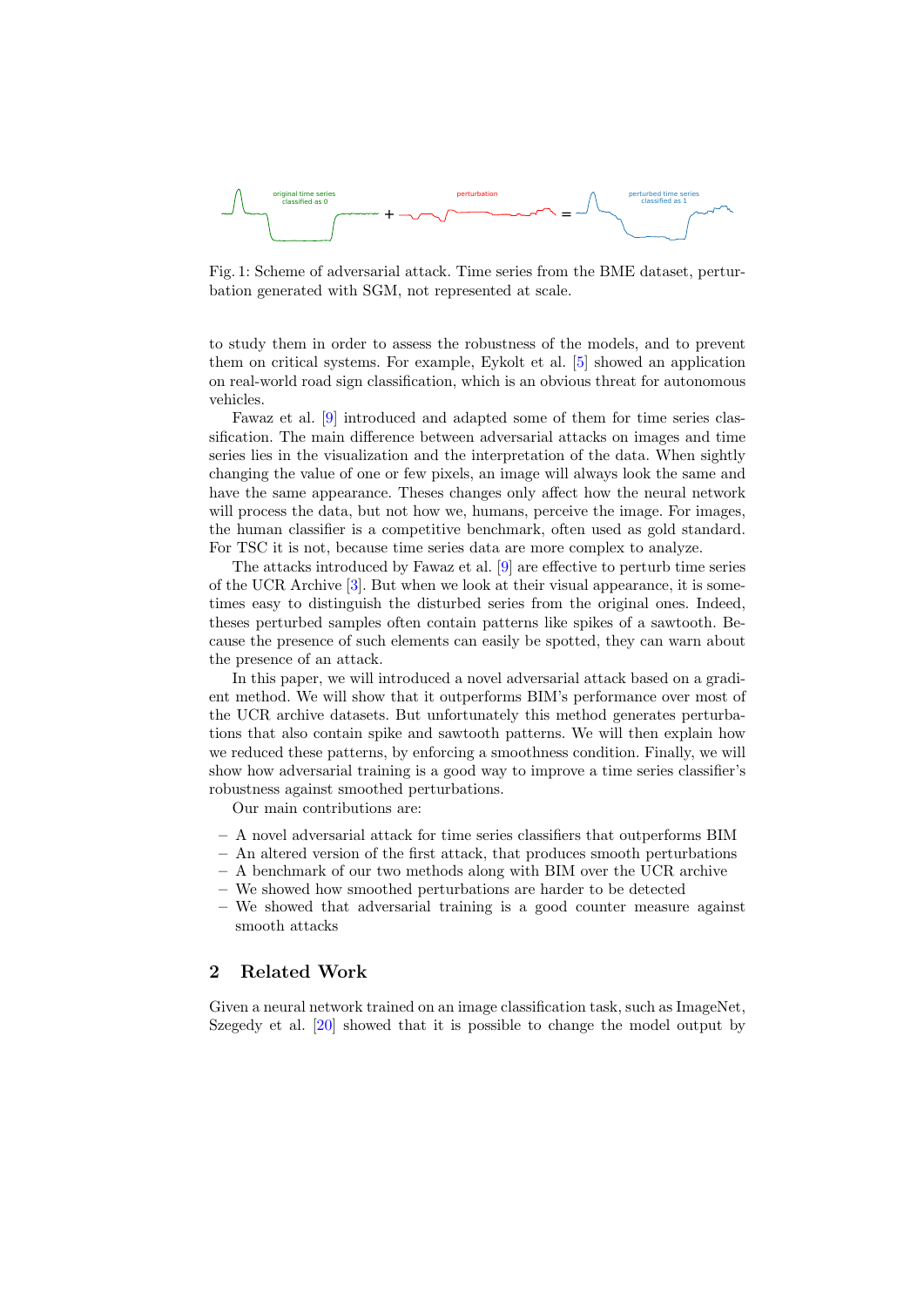Fig. 1: Scheme of adversarial attack. Time series from the BME dataset, perturbation generated with SGM, not represented at scale.

to study them in order to assess the robustness of the models, and to prevent them on critical systems. For example, Eykolt et al. [5] showed an application on real-world road sign classification, which is an obvious threat for autonomous vehicles.

Fawaz et al. [9] introduced and adapted some of them for time series classification. The main difference between adversarial attacks on images and time series lies in the visualization and the interpretation of the data. When sightly changing the value of one or few pixels, an image will always look the same and have the same appearance. Theses changes only affect how the neural network will process the data, but not how we, humans, perceive the image. For images, the human classifier is a competitive benchmark, often used as gold standard. For TSC it is not, because time series data are more complex to analyze.

The attacks introduced by Fawaz et al. [9] are effective to perturb time series of the UCR Archive [3]. But when we look at their visual appearance, it is sometimes easy to distinguish the disturbed series from the original ones. Indeed, theses perturbed samples often contain patterns like spikes of a sawtooth. Because the presence of such elements can easily be spotted, they can warn about the presence of an attack.

In this paper, we will introduced a novel adversarial attack based on a gradient method. We will show that it outperforms BIM's performance over most of the UCR archive datasets. But unfortunately this method generates perturbations that also contain spike and sawtooth patterns. We will then explain how we reduced these patterns, by enforcing a smoothness condition. Finally, we will show how adversarial training is a good way to improve a time series classifier's robustness against smoothed perturbations.

Our main contributions are:

- A novel adversarial attack for time series classifiers that outperforms BIM
- An altered version of the first attack, that produces smooth perturbations
- A benchmark of our two methods along with BIM over the UCR archive
- We showed how smoothed perturbations are harder to be detected
- We showed that adversarial training is a good counter measure against smooth attacks

## 2 Related Work

Given a neural network trained on an image classification task, such as ImageNet, Szegedy et al. [20] showed that it is possible to change the model output by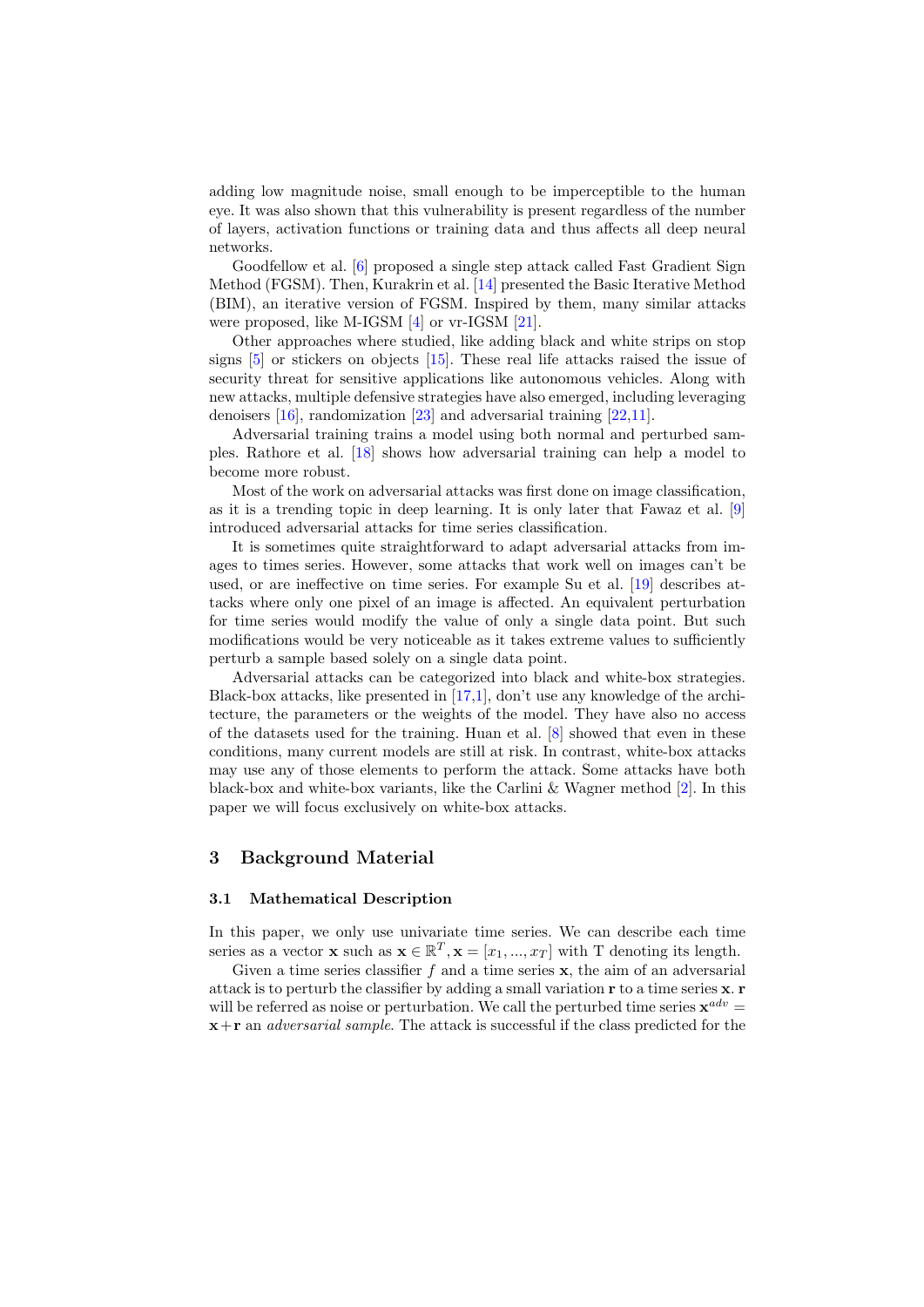adding low magnitude noise, small enough to be imperceptible to the human eye. It was also shown that this vulnerability is present regardless of the number of layers, activation functions or training data and thus affects all deep neural networks.

Goodfellow et al. [6] proposed a single step attack called Fast Gradient Sign Method (FGSM). Then, Kurakrin et al. [14] presented the Basic Iterative Method (BIM), an iterative version of FGSM. Inspired by them, many similar attacks were proposed, like M-IGSM [4] or vr-IGSM [21].

Other approaches where studied, like adding black and white strips on stop signs [5] or stickers on objects [15]. These real life attacks raised the issue of security threat for sensitive applications like autonomous vehicles. Along with new attacks, multiple defensive strategies have also emerged, including leveraging denoisers [16], randomization [23] and adversarial training [22,11].

Adversarial training trains a model using both normal and perturbed samples. Rathore et al. [18] shows how adversarial training can help a model to become more robust.

Most of the work on adversarial attacks was first done on image classification, as it is a trending topic in deep learning. It is only later that Fawaz et al. [9] introduced adversarial attacks for time series classification.

It is sometimes quite straightforward to adapt adversarial attacks from images to times series. However, some attacks that work well on images can't be used, or are ineffective on time series. For example Su et al. [19] describes attacks where only one pixel of an image is affected. An equivalent perturbation for time series would modify the value of only a single data point. But such modifications would be very noticeable as it takes extreme values to sufficiently perturb a sample based solely on a single data point.

Adversarial attacks can be categorized into black and white-box strategies. Black-box attacks, like presented in [17,1], don't use any knowledge of the architecture, the parameters or the weights of the model. They have also no access of the datasets used for the training. Huan et al. [8] showed that even in these conditions, many current models are still at risk. In contrast, white-box attacks may use any of those elements to perform the attack. Some attacks have both black-box and white-box variants, like the Carlini & Wagner method [2]. In this paper we will focus exclusively on white-box attacks.

## 3 Background Material

### 3.1 Mathematical Description

In this paper, we only use univariate time series. We can describe each time series as a vector $\mathbf{x}$ such as $\mathbf{x} \in \mathbb{R}^T, \mathbf{x} = [x_1, ..., x_T]$ with T denoting its length.

Given a time series classifier $f$ and a time series $\mathbf{x}$, the aim of an adversarial attack is to perturb the classifier by adding a small variation $\mathbf{r}$ to a time series $\mathbf{x}$. $\mathbf{r}$ will be referred as noise or perturbation. We call the perturbed time series $\mathbf{x}^{adv} = \mathbf{x} + \mathbf{r}$ an *adversarial sample*. The attack is successful if the class predicted for the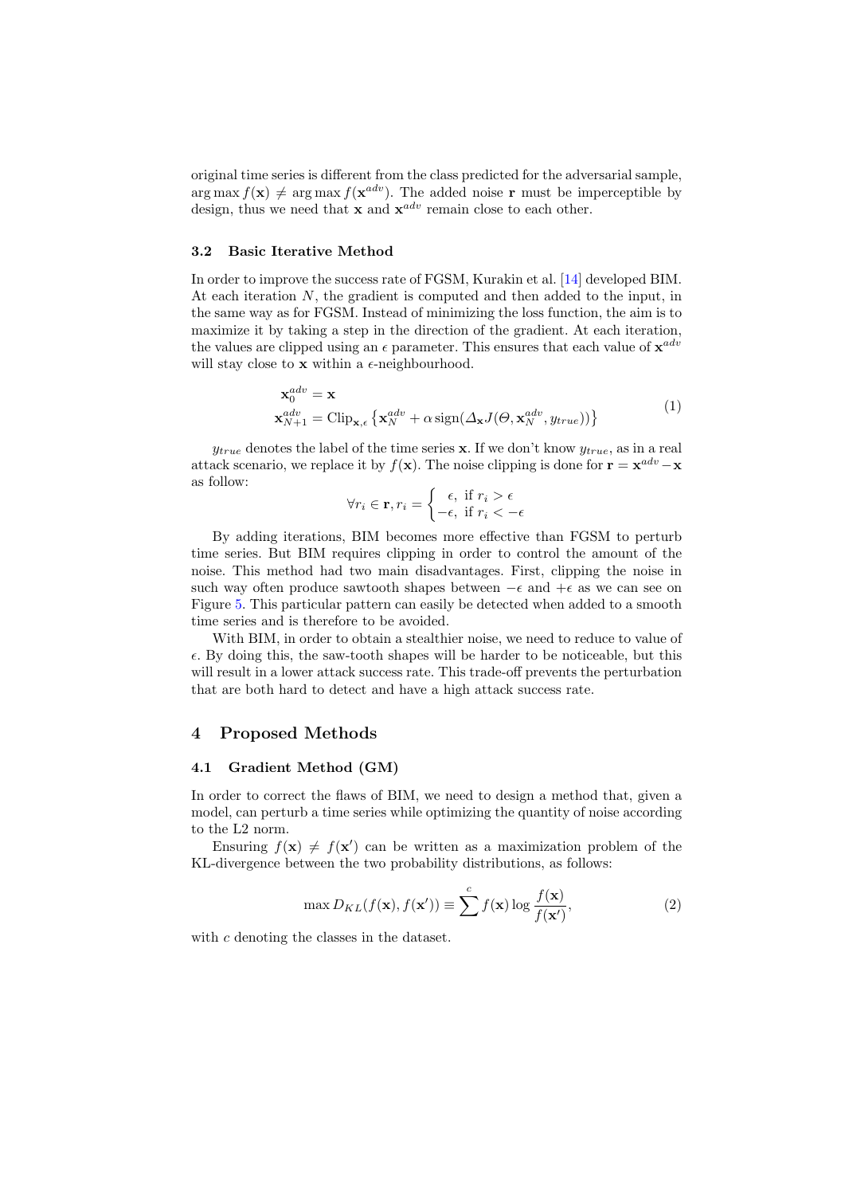original time series is different from the class predicted for the adversarial sample, $\arg\max f(\mathbf{x}) \neq \arg\max f(\mathbf{x}^{adv})$. The added noise $\mathbf{r}$ must be imperceptible by design, thus we need that $\mathbf{x}$ and $\mathbf{x}^{adv}$ remain close to each other.

### 3.2 Basic Iterative Method

In order to improve the success rate of FGSM, Kurakin et al. [14] developed BIM. At each iteration $N$, the gradient is computed and then added to the input, in the same way as for FGSM. Instead of minimizing the loss function, the aim is to maximize it by taking a step in the direction of the gradient. At each iteration, the values are clipped using an $\epsilon$ parameter. This ensures that each value of $\mathbf{x}^{adv}$ will stay close to $\mathbf{x}$ within a $\epsilon$-neighbourhood.

$$
\begin{aligned}
&\mathbf{x}_0^{adv} = \mathbf{x} \\
&\mathbf{x}_{N+1}^{adv} = \mathrm{Clip}_{\mathbf{x},\epsilon}\left\{\mathbf{x}_N^{adv} + \alpha\,\mathrm{sign}(\Delta_{\mathbf{x}} J(\Theta, \mathbf{x}_N^{adv}, y_{true}))\right\}
\end{aligned}
\tag{1}
$$

$y_{true}$ denotes the label of the time series $\mathbf{x}$. If we don't know $y_{true}$, as in a real attack scenario, we replace it by $f(\mathbf{x})$. The noise clipping is done for $\mathbf{r} = \mathbf{x}^{adv} - \mathbf{x}$ as follow:

$$
\forall r_i \in \mathbf{r}, r_i = \begin{cases} \epsilon, & \text{if } r_i > \epsilon \\ -\epsilon, & \text{if } r_i < -\epsilon \end{cases}
$$

By adding iterations, BIM becomes more effective than FGSM to perturb time series. But BIM requires clipping in order to control the amount of the noise. This method had two main disadvantages. First, clipping the noise in such way often produce sawtooth shapes between $-\epsilon$ and $+\epsilon$ as we can see on Figure 5. This particular pattern can easily be detected when added to a smooth time series and is therefore to be avoided.

With BIM, in order to obtain a stealthier noise, we need to reduce to value of $\epsilon$. By doing this, the saw-tooth shapes will be harder to be noticeable, but this will result in a lower attack success rate. This trade-off prevents the perturbation that are both hard to detect and have a high attack success rate.

## 4 Proposed Methods

### 4.1 Gradient Method (GM)

In order to correct the flaws of BIM, we need to design a method that, given a model, can perturb a time series while optimizing the quantity of noise according to the L2 norm.

Ensuring $f(\mathbf{x}) \neq f(\mathbf{x}')$ can be written as a maximization problem of the KL-divergence between the two probability distributions, as follows:

$$
\max D_{KL}(f(\mathbf{x}), f(\mathbf{x}')) \equiv \sum^{c} f(\mathbf{x}) \log \frac{f(\mathbf{x})}{f(\mathbf{x}')},
\tag{2}
$$

with $c$ denoting the classes in the dataset.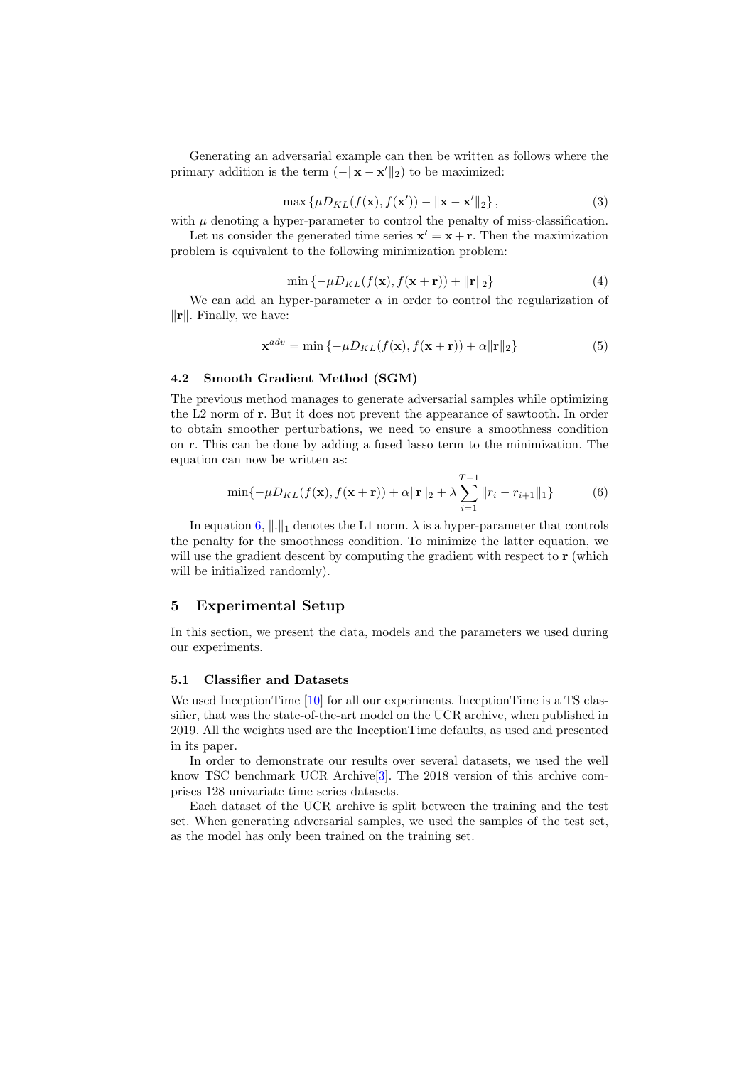Generating an adversarial example can then be written as follows where the primary addition is the term $(-\|\mathbf{x} - \mathbf{x}'\|_2)$ to be maximized:

$$\max \left\{ \mu D_{KL}(f(\mathbf{x}), f(\mathbf{x}')) - \|\mathbf{x} - \mathbf{x}'\|_2 \right\}, \tag{3}$$

with $\mu$ denoting a hyper-parameter to control the penalty of miss-classification.

Let us consider the generated time series $\mathbf{x}' = \mathbf{x} + \mathbf{r}$. Then the maximization problem is equivalent to the following minimization problem:

$$\min \left\{ -\mu D_{KL}(f(\mathbf{x}), f(\mathbf{x} + \mathbf{r})) + \|\mathbf{r}\|_2 \right\} \tag{4}$$

We can add an hyper-parameter $\alpha$ in order to control the regularization of $\|\mathbf{r}\|$. Finally, we have:

$$\mathbf{x}^{adv} = \min \left\{ -\mu D_{KL}(f(\mathbf{x}), f(\mathbf{x} + \mathbf{r})) + \alpha \|\mathbf{r}\|_2 \right\} \tag{5}$$

### 4.2 Smooth Gradient Method (SGM)

The previous method manages to generate adversarial samples while optimizing the L2 norm of $\mathbf{r}$. But it does not prevent the appearance of sawtooth. In order to obtain smoother perturbations, we need to ensure a smoothness condition on $\mathbf{r}$. This can be done by adding a fused lasso term to the minimization. The equation can now be written as:

$$\min\{ -\mu D_{KL}(f(\mathbf{x}), f(\mathbf{x} + \mathbf{r})) + \alpha \|\mathbf{r}\|_2 + \lambda \sum_{i=1}^{T-1} \|r_i - r_{i+1}\|_1 \} \tag{6}$$

In equation 6, $\|.\|_1$ denotes the L1 norm. $\lambda$ is a hyper-parameter that controls the penalty for the smoothness condition. To minimize the latter equation, we will use the gradient descent by computing the gradient with respect to $\mathbf{r}$ (which will be initialized randomly).

## 5 Experimental Setup

In this section, we present the data, models and the parameters we used during our experiments.

### 5.1 Classifier and Datasets

We used InceptionTime [10] for all our experiments. InceptionTime is a TS classifier, that was the state-of-the-art model on the UCR archive, when published in 2019. All the weights used are the InceptionTime defaults, as used and presented in its paper.

In order to demonstrate our results over several datasets, we used the well know TSC benchmark UCR Archive[3]. The 2018 version of this archive comprises 128 univariate time series datasets.

Each dataset of the UCR archive is split between the training and the test set. When generating adversarial samples, we used the samples of the test set, as the model has only been trained on the training set.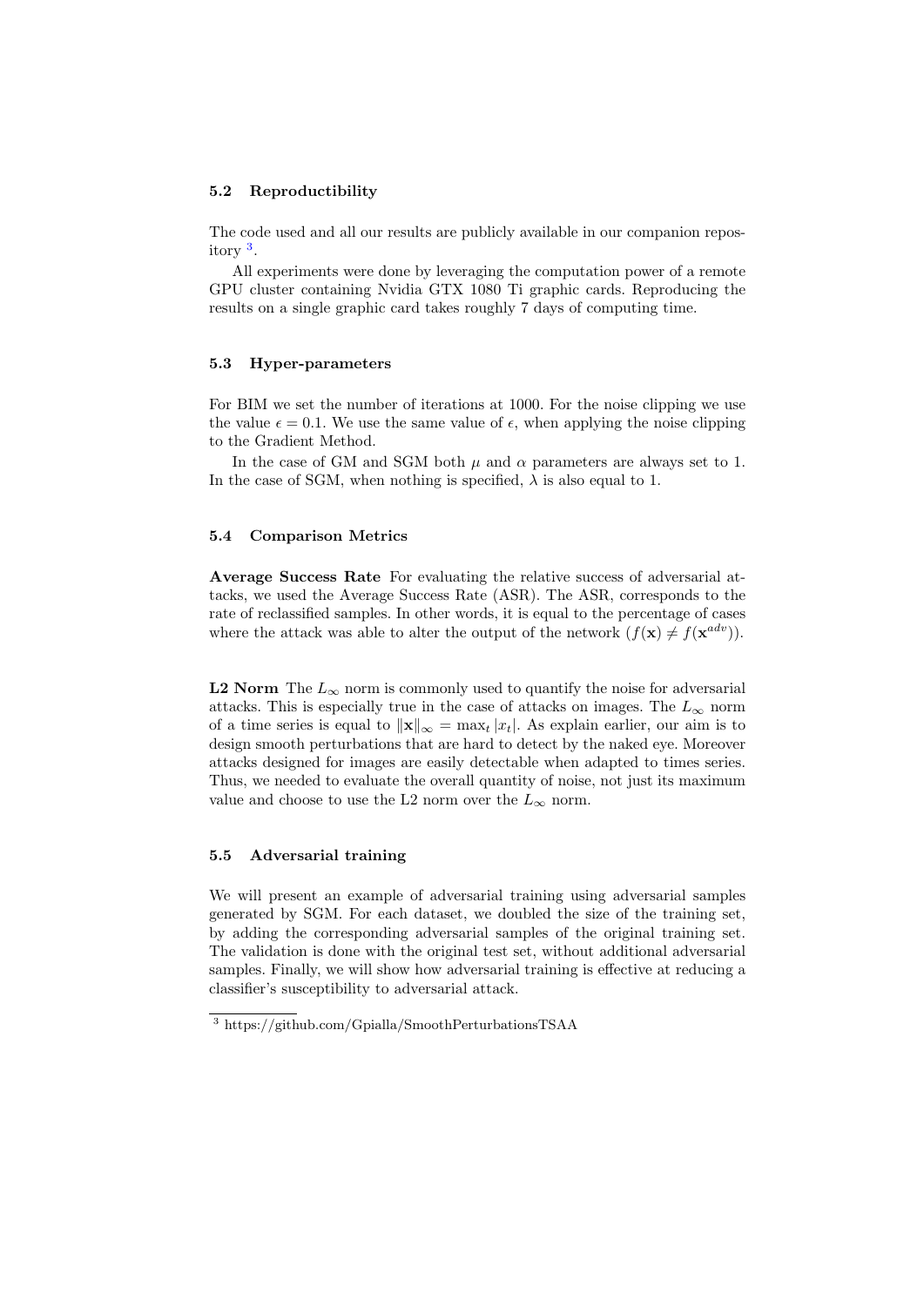### 5.2 Reproductibility

The code used and all our results are publicly available in our companion repository [3].

All experiments were done by leveraging the computation power of a remote GPU cluster containing Nvidia GTX 1080 Ti graphic cards. Reproducing the results on a single graphic card takes roughly 7 days of computing time.

### 5.3 Hyper-parameters

For BIM we set the number of iterations at 1000. For the noise clipping we use the value $\epsilon = 0.1$. We use the same value of $\epsilon$, when applying the noise clipping to the Gradient Method.

In the case of GM and SGM both $\mu$ and $\alpha$ parameters are always set to 1. In the case of SGM, when nothing is specified, $\lambda$ is also equal to 1.

### 5.4 Comparison Metrics

**Average Success Rate** For evaluating the relative success of adversarial attacks, we used the Average Success Rate (ASR). The ASR, corresponds to the rate of reclassified samples. In other words, it is equal to the percentage of cases where the attack was able to alter the output of the network ($f(\mathbf{x}) \neq f(\mathbf{x}^{adv})$).

**L2 Norm** The $L_\infty$ norm is commonly used to quantify the noise for adversarial attacks. This is especially true in the case of attacks on images. The $L_\infty$ norm of a time series is equal to $\|\mathbf{x}\|_\infty = \max_t |x_t|$. As explain earlier, our aim is to design smooth perturbations that are hard to detect by the naked eye. Moreover attacks designed for images are easily detectable when adapted to times series. Thus, we needed to evaluate the overall quantity of noise, not just its maximum value and choose to use the L2 norm over the $L_\infty$ norm.

### 5.5 Adversarial training

We will present an example of adversarial training using adversarial samples generated by SGM. For each dataset, we doubled the size of the training set, by adding the corresponding adversarial samples of the original training set. The validation is done with the original test set, without additional adversarial samples. Finally, we will show how adversarial training is effective at reducing a classifier's susceptibility to adversarial attack.

[3] https://github.com/Gpialla/SmoothPerturbationsTSAA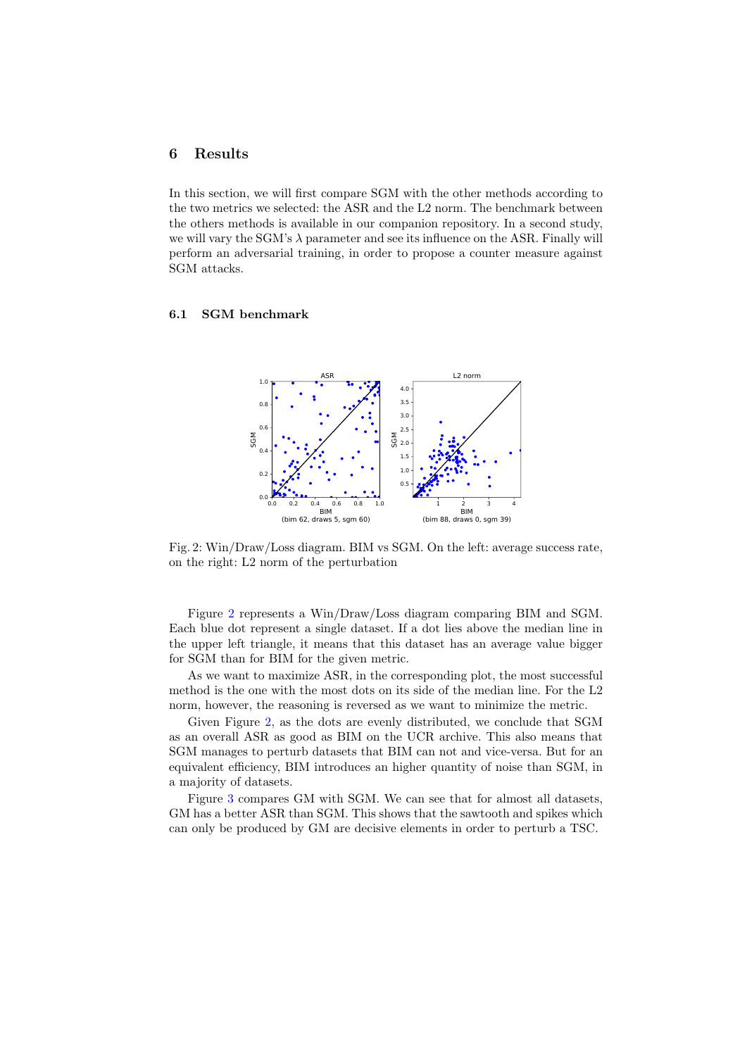## 6 Results

In this section, we will first compare SGM with the other methods according to the two metrics we selected: the ASR and the L2 norm. The benchmark between the others methods is available in our companion repository. In a second study, we will vary the SGM's $\lambda$ parameter and see its influence on the ASR. Finally will perform an adversarial training, in order to propose a counter measure against SGM attacks.

### 6.1 SGM benchmark

Fig. 2: Win/Draw/Loss diagram. BIM vs SGM. On the left: average success rate, on the right: L2 norm of the perturbation

Figure 2 represents a Win/Draw/Loss diagram comparing BIM and SGM. Each blue dot represent a single dataset. If a dot lies above the median line in the upper left triangle, it means that this dataset has an average value bigger for SGM than for BIM for the given metric.

As we want to maximize ASR, in the corresponding plot, the most successful method is the one with the most dots on its side of the median line. For the L2 norm, however, the reasoning is reversed as we want to minimize the metric.

Given Figure 2, as the dots are evenly distributed, we conclude that SGM as an overall ASR as good as BIM on the UCR archive. This also means that SGM manages to perturb datasets that BIM can not and vice-versa. But for an equivalent efficiency, BIM introduces an higher quantity of noise than SGM, in a majority of datasets.

Figure 3 compares GM with SGM. We can see that for almost all datasets, GM has a better ASR than SGM. This shows that the sawtooth and spikes which can only be produced by GM are decisive elements in order to perturb a TSC.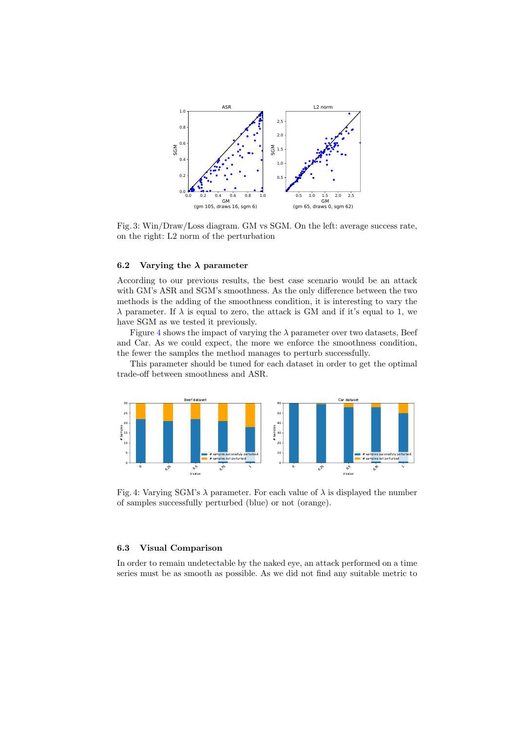Fig. 3: Win/Draw/Loss diagram. GM vs SGM. On the left: average success rate, on the right: L2 norm of the perturbation

### 6.2 Varying the $\lambda$ parameter

According to our previous results, the best case scenario would be an attack with GM's ASR and SGM's smoothness. As the only difference between the two methods is the adding of the smoothness condition, it is interesting to vary the $\lambda$ parameter. If $\lambda$ is equal to zero, the attack is GM and if it's equal to 1, we have SGM as we tested it previously.

Figure 4 shows the impact of varying the $\lambda$ parameter over two datasets, Beef and Car. As we could expect, the more we enforce the smoothness condition, the fewer the samples the method manages to perturb successfully.

This parameter should be tuned for each dataset in order to get the optimal trade-off between smoothness and ASR.

Fig. 4: Varying SGM's $\lambda$ parameter. For each value of $\lambda$ is displayed the number of samples successfully perturbed (blue) or not (orange).

### 6.3 Visual Comparison

In order to remain undetectable by the naked eye, an attack performed on a time series must be as smooth as possible. As we did not find any suitable metric to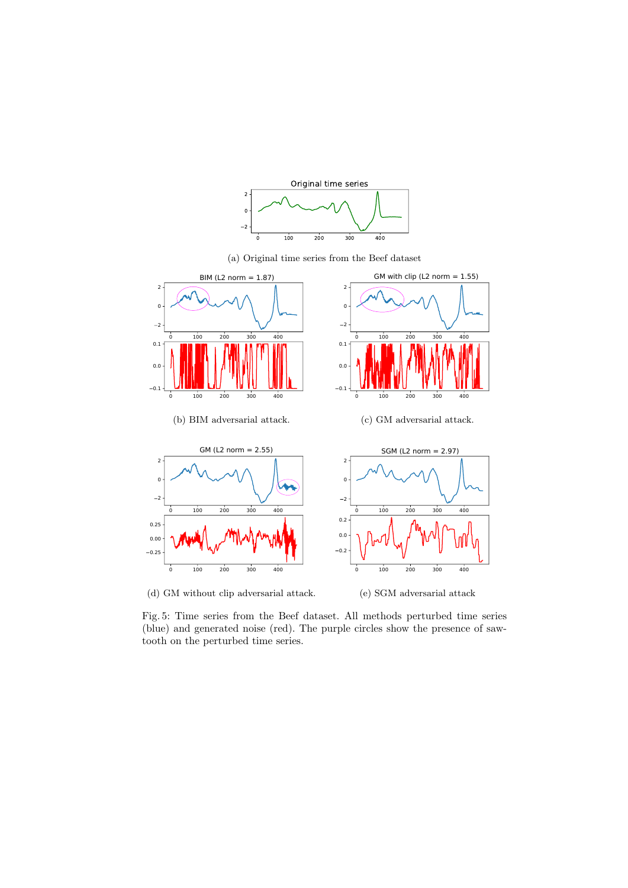(a) Original time series from the Beef dataset

(b) BIM adversarial attack.

(c) GM adversarial attack.

(d) GM without clip adversarial attack.

(e) SGM adversarial attack

Fig. 5: Time series from the Beef dataset. All methods perturbed time series (blue) and generated noise (red). The purple circles show the presence of saw-tooth on the perturbed time series.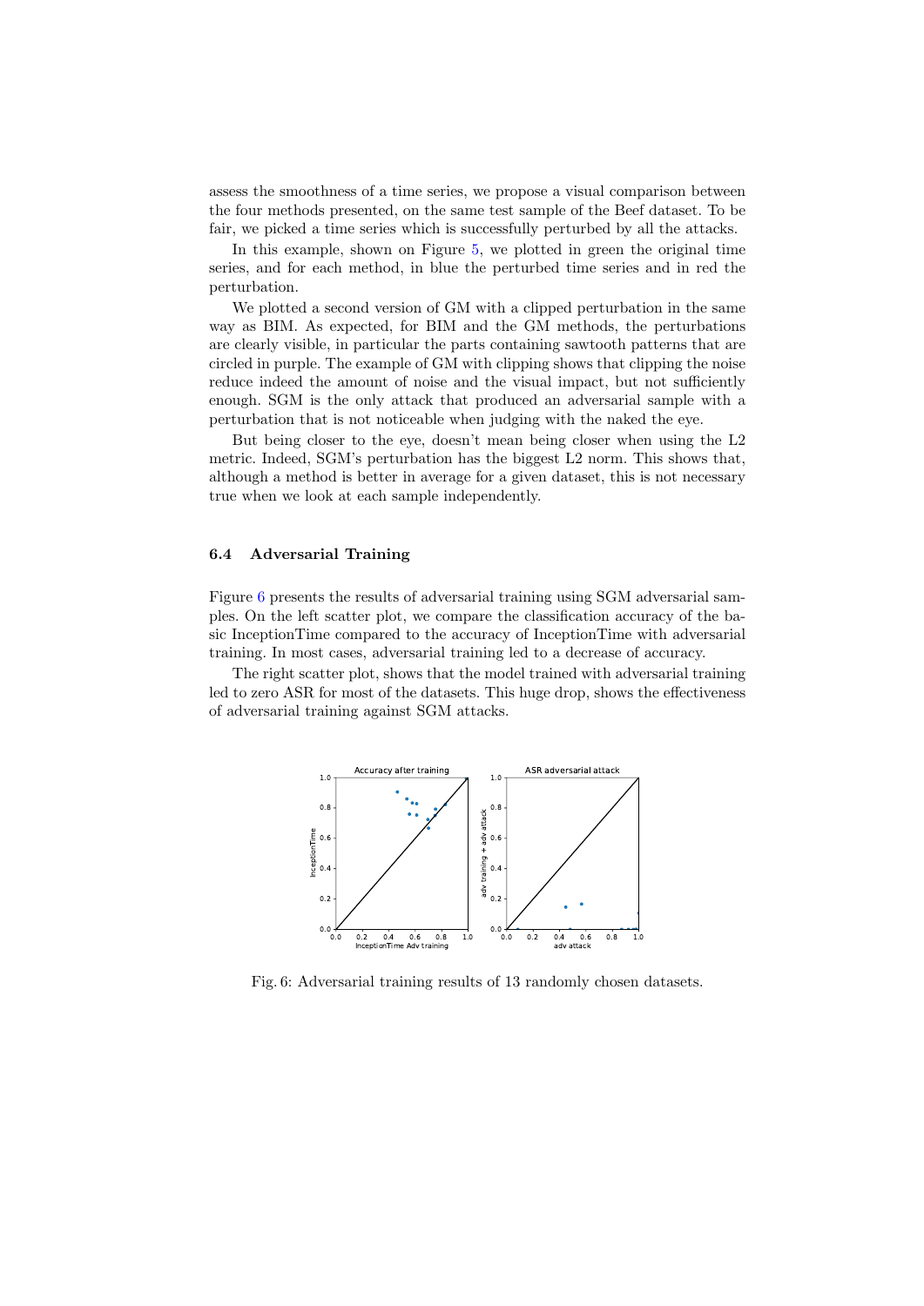assess the smoothness of a time series, we propose a visual comparison between the four methods presented, on the same test sample of the Beef dataset. To be fair, we picked a time series which is successfully perturbed by all the attacks.

In this example, shown on Figure 5, we plotted in green the original time series, and for each method, in blue the perturbed time series and in red the perturbation.

We plotted a second version of GM with a clipped perturbation in the same way as BIM. As expected, for BIM and the GM methods, the perturbations are clearly visible, in particular the parts containing sawtooth patterns that are circled in purple. The example of GM with clipping shows that clipping the noise reduce indeed the amount of noise and the visual impact, but not sufficiently enough. SGM is the only attack that produced an adversarial sample with a perturbation that is not noticeable when judging with the naked the eye.

But being closer to the eye, doesn't mean being closer when using the L2 metric. Indeed, SGM's perturbation has the biggest L2 norm. This shows that, although a method is better in average for a given dataset, this is not necessary true when we look at each sample independently.

### 6.4 Adversarial Training

Figure 6 presents the results of adversarial training using SGM adversarial samples. On the left scatter plot, we compare the classification accuracy of the basic InceptionTime compared to the accuracy of InceptionTime with adversarial training. In most cases, adversarial training led to a decrease of accuracy.

The right scatter plot, shows that the model trained with adversarial training led to zero ASR for most of the datasets. This huge drop, shows the effectiveness of adversarial training against SGM attacks.

Fig. 6: Adversarial training results of 13 randomly chosen datasets.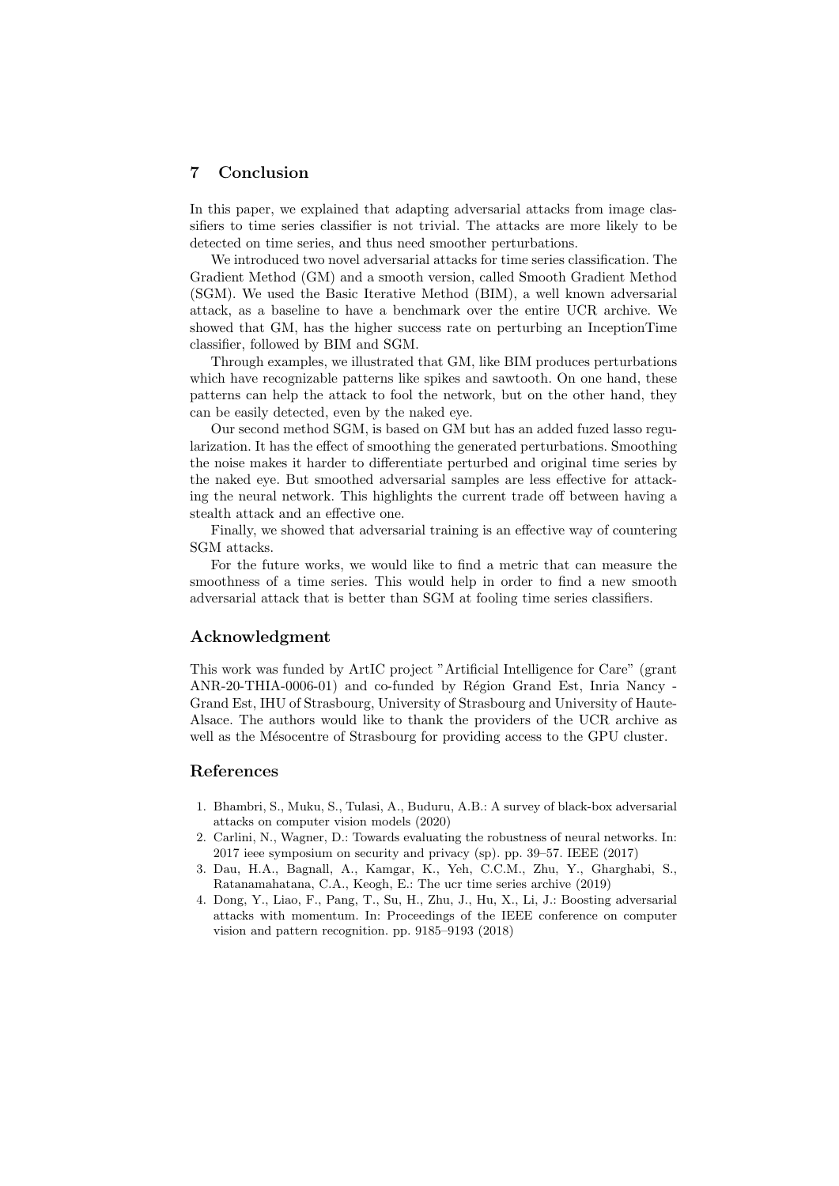## 7 Conclusion

In this paper, we explained that adapting adversarial attacks from image classifiers to time series classifier is not trivial. The attacks are more likely to be detected on time series, and thus need smoother perturbations.

We introduced two novel adversarial attacks for time series classification. The Gradient Method (GM) and a smooth version, called Smooth Gradient Method (SGM). We used the Basic Iterative Method (BIM), a well known adversarial attack, as a baseline to have a benchmark over the entire UCR archive. We showed that GM, has the higher success rate on perturbing an InceptionTime classifier, followed by BIM and SGM.

Through examples, we illustrated that GM, like BIM produces perturbations which have recognizable patterns like spikes and sawtooth. On one hand, these patterns can help the attack to fool the network, but on the other hand, they can be easily detected, even by the naked eye.

Our second method SGM, is based on GM but has an added fuzed lasso regularization. It has the effect of smoothing the generated perturbations. Smoothing the noise makes it harder to differentiate perturbed and original time series by the naked eye. But smoothed adversarial samples are less effective for attacking the neural network. This highlights the current trade off between having a stealth attack and an effective one.

Finally, we showed that adversarial training is an effective way of countering SGM attacks.

For the future works, we would like to find a metric that can measure the smoothness of a time series. This would help in order to find a new smooth adversarial attack that is better than SGM at fooling time series classifiers.

## Acknowledgment

This work was funded by ArtIC project "Artificial Intelligence for Care" (grant ANR-20-THIA-0006-01) and co-funded by Région Grand Est, Inria Nancy - Grand Est, IHU of Strasbourg, University of Strasbourg and University of Haute-Alsace. The authors would like to thank the providers of the UCR archive as well as the Mésocentre of Strasbourg for providing access to the GPU cluster.

## References

1. Bhambri, S., Muku, S., Tulasi, A., Buduru, A.B.: A survey of black-box adversarial attacks on computer vision models (2020)
2. Carlini, N., Wagner, D.: Towards evaluating the robustness of neural networks. In: 2017 ieee symposium on security and privacy (sp). pp. 39–57. IEEE (2017)
3. Dau, H.A., Bagnall, A., Kamgar, K., Yeh, C.C.M., Zhu, Y., Gharghabi, S., Ratanamahatana, C.A., Keogh, E.: The ucr time series archive (2019)
4. Dong, Y., Liao, F., Pang, T., Su, H., Zhu, J., Hu, X., Li, J.: Boosting adversarial attacks with momentum. In: Proceedings of the IEEE conference on computer vision and pattern recognition. pp. 9185–9193 (2018)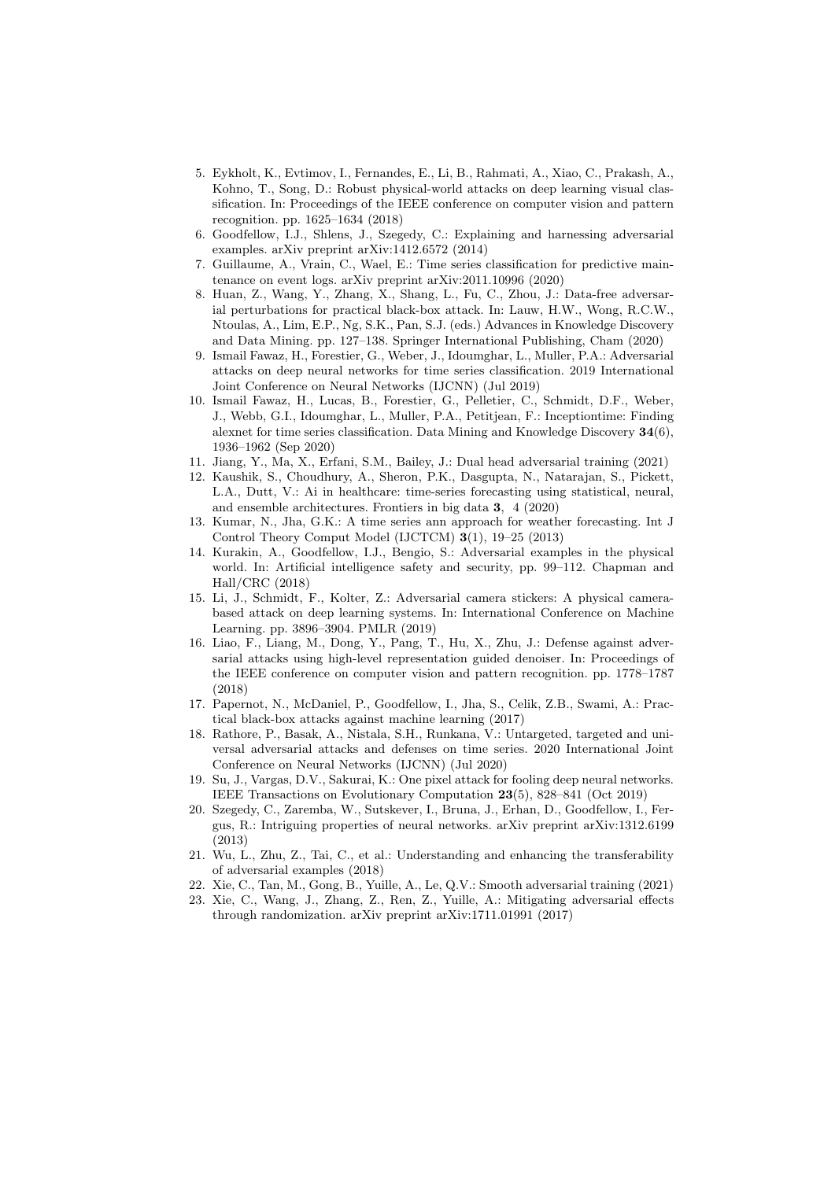5. Eykholt, K., Evtimov, I., Fernandes, E., Li, B., Rahmati, A., Xiao, C., Prakash, A., Kohno, T., Song, D.: Robust physical-world attacks on deep learning visual classification. In: Proceedings of the IEEE conference on computer vision and pattern recognition. pp. 1625–1634 (2018)
6. Goodfellow, I.J., Shlens, J., Szegedy, C.: Explaining and harnessing adversarial examples. arXiv preprint arXiv:1412.6572 (2014)
7. Guillaume, A., Vrain, C., Wael, E.: Time series classification for predictive maintenance on event logs. arXiv preprint arXiv:2011.10996 (2020)
8. Huan, Z., Wang, Y., Zhang, X., Shang, L., Fu, C., Zhou, J.: Data-free adversarial perturbations for practical black-box attack. In: Lauw, H.W., Wong, R.C.W., Ntoulas, A., Lim, E.P., Ng, S.K., Pan, S.J. (eds.) Advances in Knowledge Discovery and Data Mining. pp. 127–138. Springer International Publishing, Cham (2020)
9. Ismail Fawaz, H., Forestier, G., Weber, J., Idoumghar, L., Muller, P.A.: Adversarial attacks on deep neural networks for time series classification. 2019 International Joint Conference on Neural Networks (IJCNN) (Jul 2019)
10. Ismail Fawaz, H., Lucas, B., Forestier, G., Pelletier, C., Schmidt, D.F., Weber, J., Webb, G.I., Idoumghar, L., Muller, P.A., Petitjean, F.: Inceptiontime: Finding alexnet for time series classification. Data Mining and Knowledge Discovery **34**(6), 1936–1962 (Sep 2020)
11. Jiang, Y., Ma, X., Erfani, S.M., Bailey, J.: Dual head adversarial training (2021)
12. Kaushik, S., Choudhury, A., Sheron, P.K., Dasgupta, N., Natarajan, S., Pickett, L.A., Dutt, V.: Ai in healthcare: time-series forecasting using statistical, neural, and ensemble architectures. Frontiers in big data **3**, 4 (2020)
13. Kumar, N., Jha, G.K.: A time series ann approach for weather forecasting. Int J Control Theory Comput Model (IJCTCM) **3**(1), 19–25 (2013)
14. Kurakin, A., Goodfellow, I.J., Bengio, S.: Adversarial examples in the physical world. In: Artificial intelligence safety and security, pp. 99–112. Chapman and Hall/CRC (2018)
15. Li, J., Schmidt, F., Kolter, Z.: Adversarial camera stickers: A physical camera-based attack on deep learning systems. In: International Conference on Machine Learning. pp. 3896–3904. PMLR (2019)
16. Liao, F., Liang, M., Dong, Y., Pang, T., Hu, X., Zhu, J.: Defense against adversarial attacks using high-level representation guided denoiser. In: Proceedings of the IEEE conference on computer vision and pattern recognition. pp. 1778–1787 (2018)
17. Papernot, N., McDaniel, P., Goodfellow, I., Jha, S., Celik, Z.B., Swami, A.: Practical black-box attacks against machine learning (2017)
18. Rathore, P., Basak, A., Nistala, S.H., Runkana, V.: Untargeted, targeted and universal adversarial attacks and defenses on time series. 2020 International Joint Conference on Neural Networks (IJCNN) (Jul 2020)
19. Su, J., Vargas, D.V., Sakurai, K.: One pixel attack for fooling deep neural networks. IEEE Transactions on Evolutionary Computation **23**(5), 828–841 (Oct 2019)
20. Szegedy, C., Zaremba, W., Sutskever, I., Bruna, J., Erhan, D., Goodfellow, I., Fergus, R.: Intriguing properties of neural networks. arXiv preprint arXiv:1312.6199 (2013)
21. Wu, L., Zhu, Z., Tai, C., et al.: Understanding and enhancing the transferability of adversarial examples (2018)
22. Xie, C., Tan, M., Gong, B., Yuille, A., Le, Q.V.: Smooth adversarial training (2021)
23. Xie, C., Wang, J., Zhang, Z., Ren, Z., Yuille, A.: Mitigating adversarial effects through randomization. arXiv preprint arXiv:1711.01991 (2017)